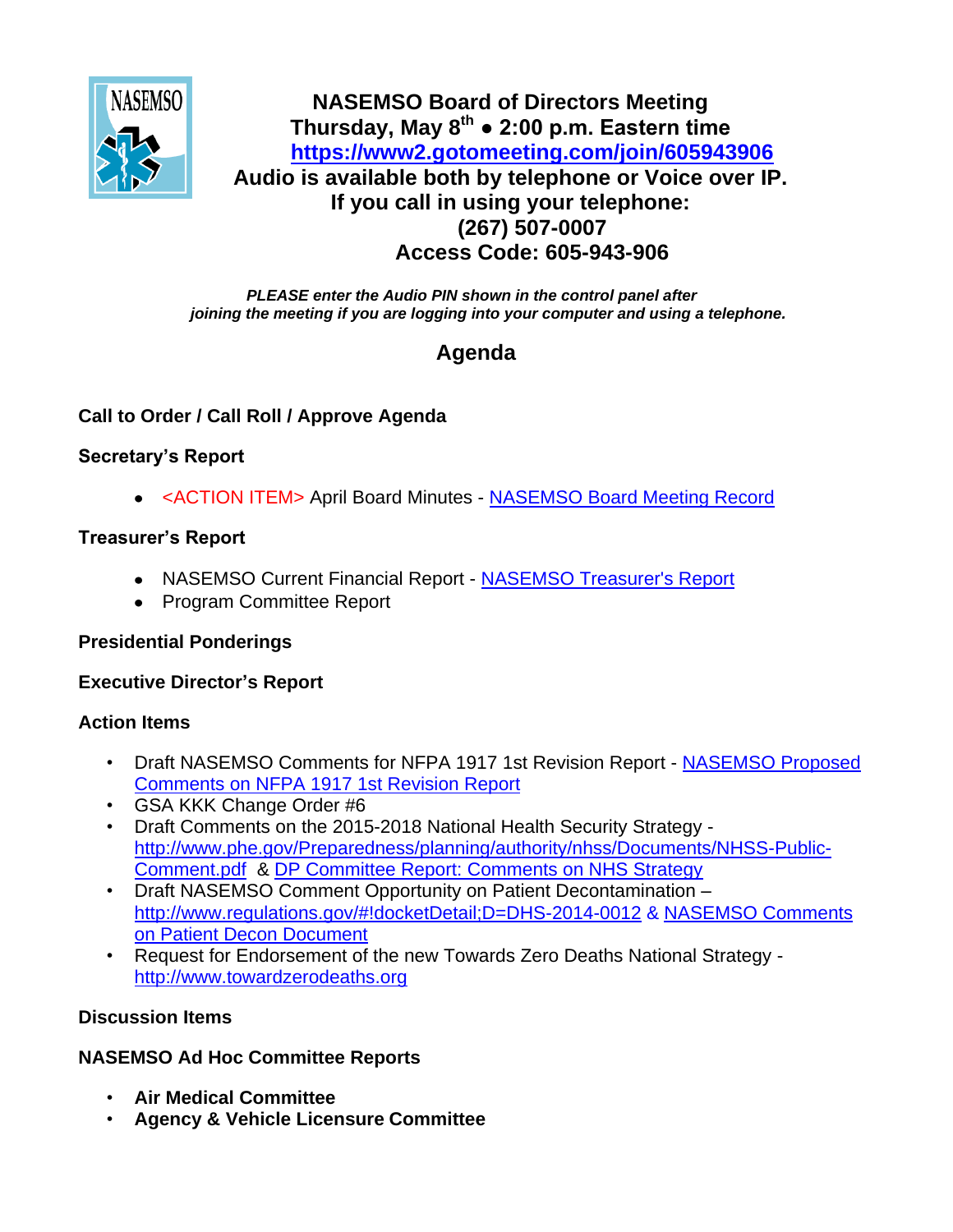# NASEMSO Board of Directors Meeting

**Thursday, May 8th • 2:00 p.m. Eastern time**

**https://www2.gotomeeting.com/join/605943906**

**Audio is available both by telephone or Voice over IP.**

**If you call in using your telephone:**

**(267) 507-0007**

**Access Code: 605-943-906**

***PLEASE enter the Audio PIN shown in the control panel after joining the meeting if you are logging into your computer and using a telephone.***

## Agenda

**Call to Order / Call Roll / Approve Agenda**

**Secretary's Report**

- <ACTION ITEM> April Board Minutes - NASEMSO Board Meeting Record

**Treasurer's Report**

- NASEMSO Current Financial Report - NASEMSO Treasurer's Report
- Program Committee Report

**Presidential Ponderings**

**Executive Director's Report**

**Action Items**

- Draft NASEMSO Comments for NFPA 1917 1st Revision Report - NASEMSO Proposed Comments on NFPA 1917 1st Revision Report
- GSA KKK Change Order #6
- Draft Comments on the 2015-2018 National Health Security Strategy - http://www.phe.gov/Preparedness/planning/authority/nhss/Documents/NHSS-Public-Comment.pdf & DP Committee Report: Comments on NHS Strategy
- Draft NASEMSO Comment Opportunity on Patient Decontamination – http://www.regulations.gov/#!docketDetail;D=DHS-2014-0012 & NASEMSO Comments on Patient Decon Document
- Request for Endorsement of the new Towards Zero Deaths National Strategy - http://www.towardzerodeaths.org

**Discussion Items**

**NASEMSO Ad Hoc Committee Reports**

- **Air Medical Committee**
- **Agency & Vehicle Licensure Committee**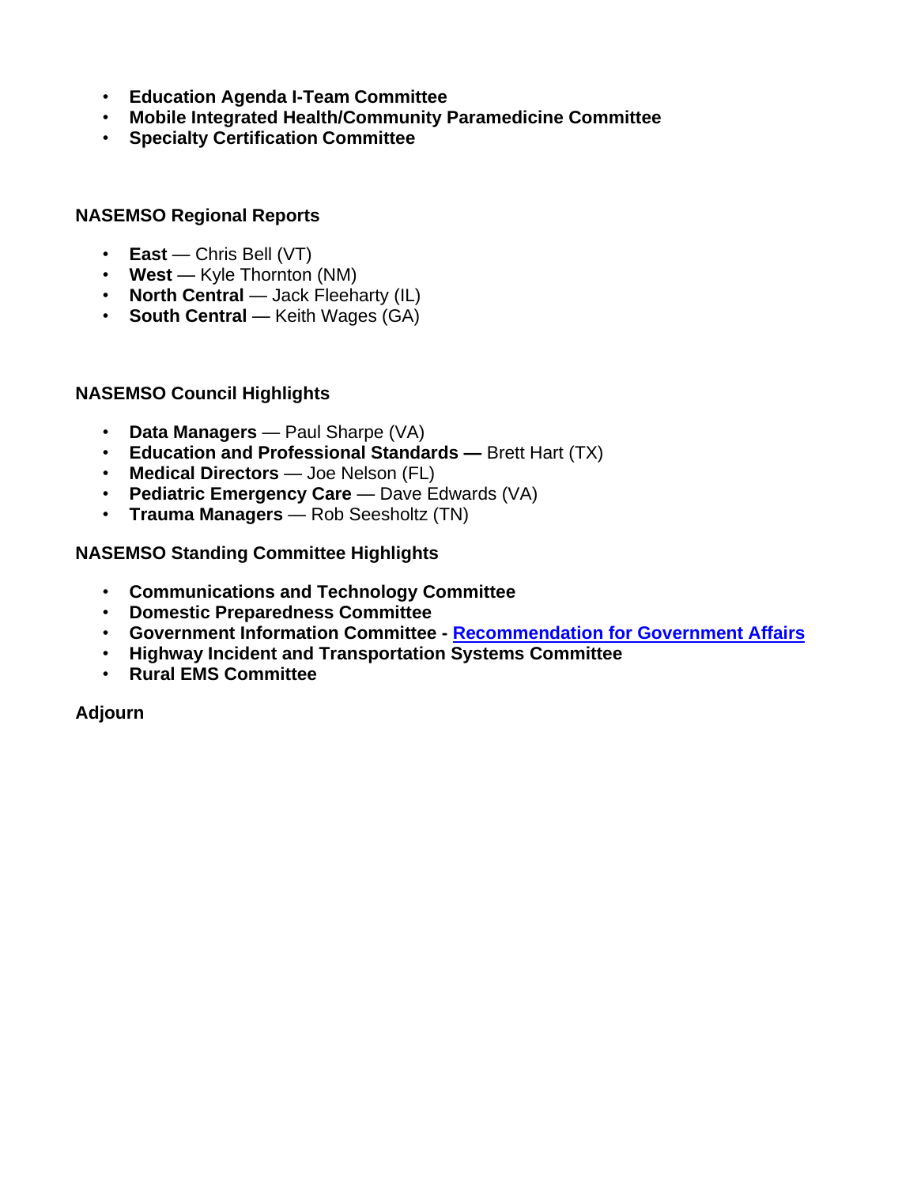- **Education Agenda I-Team Committee**
- **Mobile Integrated Health/Community Paramedicine Committee**
- **Specialty Certification Committee**

**NASEMSO Regional Reports**

- **East** — Chris Bell (VT)
- **West** — Kyle Thornton (NM)
- **North Central** — Jack Fleeharty (IL)
- **South Central** — Keith Wages (GA)

**NASEMSO Council Highlights**

- **Data Managers** — Paul Sharpe (VA)
- **Education and Professional Standards —** Brett Hart (TX)
- **Medical Directors** — Joe Nelson (FL)
- **Pediatric Emergency Care** — Dave Edwards (VA)
- **Trauma Managers** — Rob Seesholtz (TN)

**NASEMSO Standing Committee Highlights**

- **Communications and Technology Committee**
- **Domestic Preparedness Committee**
- **Government Information Committee - Recommendation for Government Affairs**
- **Highway Incident and Transportation Systems Committee**
- **Rural EMS Committee**

**Adjourn**